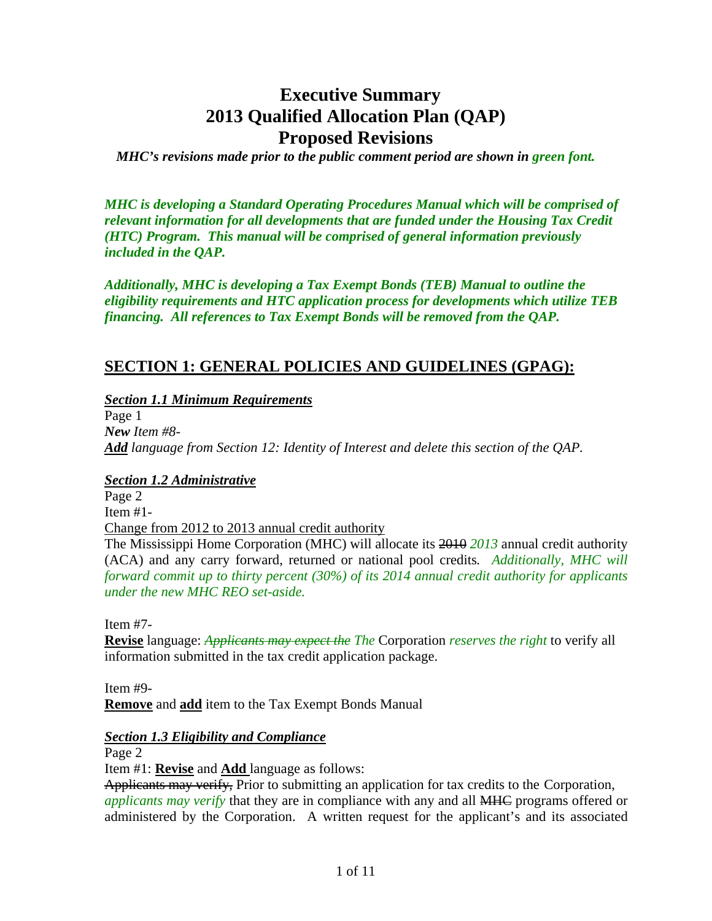# Executive Summary
# 2013 Qualified Allocation Plan (QAP)
# Proposed Revisions

***MHC's revisions made prior to the public comment period are shown in green font.***

***MHC is developing a Standard Operating Procedures Manual which will be comprised of relevant information for all developments that are funded under the Housing Tax Credit (HTC) Program. This manual will be comprised of general information previously included in the QAP.***

***Additionally, MHC is developing a Tax Exempt Bonds (TEB) Manual to outline the eligibility requirements and HTC application process for developments which utilize TEB financing. All references to Tax Exempt Bonds will be removed from the QAP.***

## SECTION 1: GENERAL POLICIES AND GUIDELINES (GPAG):

***Section 1.1 Minimum Requirements***

Page 1

***New*** *Item #8-*

***Add*** *language from Section 12: Identity of Interest and delete this section of the QAP.*

***Section 1.2 Administrative***

Page 2

Item #1-

Change from 2012 to 2013 annual credit authority

The Mississippi Home Corporation (MHC) will allocate its ~~2010~~ *2013* annual credit authority (ACA) and any carry forward, returned or national pool credits. *Additionally, MHC will forward commit up to thirty percent (30%) of its 2014 annual credit authority for applicants under the new MHC REO set-aside.*

Item #7-

**Revise** language: ~~*Applicants may expect the*~~ *The* Corporation *reserves the right* to verify all information submitted in the tax credit application package.

Item #9-

**Remove** and **add** item to the Tax Exempt Bonds Manual

***Section 1.3 Eligibility and Compliance***

Page 2

Item #1: **Revise** and **Add** language as follows:

~~Applicants may verify,~~ Prior to submitting an application for tax credits to the Corporation, *applicants may verify* that they are in compliance with any and all ~~MHC~~ programs offered or administered by the Corporation. A written request for the applicant's and its associated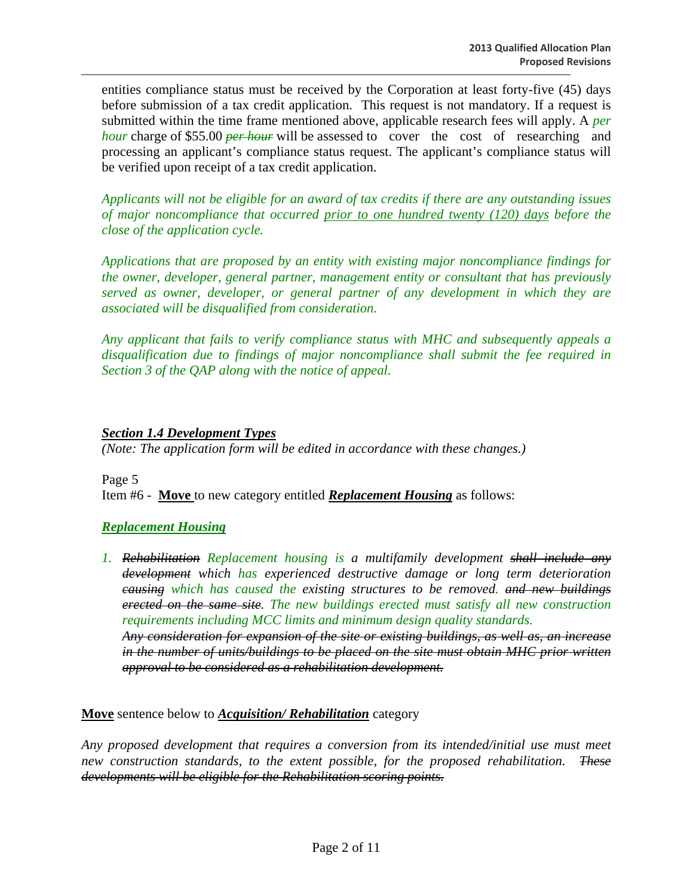entities compliance status must be received by the Corporation at least forty-five (45) days before submission of a tax credit application. This request is not mandatory. If a request is submitted within the time frame mentioned above, applicable research fees will apply. A *per hour* charge of $55.00 ~~*per hour*~~ will be assessed to cover the cost of researching and processing an applicant's compliance status request. The applicant's compliance status will be verified upon receipt of a tax credit application.

*Applicants will not be eligible for an award of tax credits if there are any outstanding issues of major noncompliance that occurred <u>prior to one hundred twenty (120) days</u> before the close of the application cycle.*

*Applications that are proposed by an entity with existing major noncompliance findings for the owner, developer, general partner, management entity or consultant that has previously served as owner, developer, or general partner of any development in which they are associated will be disqualified from consideration.*

*Any applicant that fails to verify compliance status with MHC and subsequently appeals a disqualification due to findings of major noncompliance shall submit the fee required in Section 3 of the QAP along with the notice of appeal.*

***<u>Section 1.4 Development Types</u>***

*(Note: The application form will be edited in accordance with these changes.)*

Page 5

Item #6 - **<u>Move</u>** to new category entitled ***<u>Replacement Housing</u>*** as follows:

***<u>Replacement Housing</u>***

1. ~~*Rehabilitation*~~ *Replacement housing is a multifamily development* ~~*shall include any development*~~ *which has experienced destructive damage or long term deterioration* ~~*causing*~~ *which has caused the existing structures to be removed.* ~~*and new buildings erected on the same site*~~*. The new buildings erected must satisfy all new construction requirements including MCC limits and minimum design quality standards.*
   ~~*Any consideration for expansion of the site or existing buildings, as well as, an increase in the number of units/buildings to be placed on the site must obtain MHC prior written approval to be considered as a rehabilitation development.*~~

**<u>Move</u>** sentence below to ***<u>Acquisition/ Rehabilitation</u>*** category

*Any proposed development that requires a conversion from its intended/initial use must meet new construction standards, to the extent possible, for the proposed rehabilitation.* ~~*These developments will be eligible for the Rehabilitation scoring points.*~~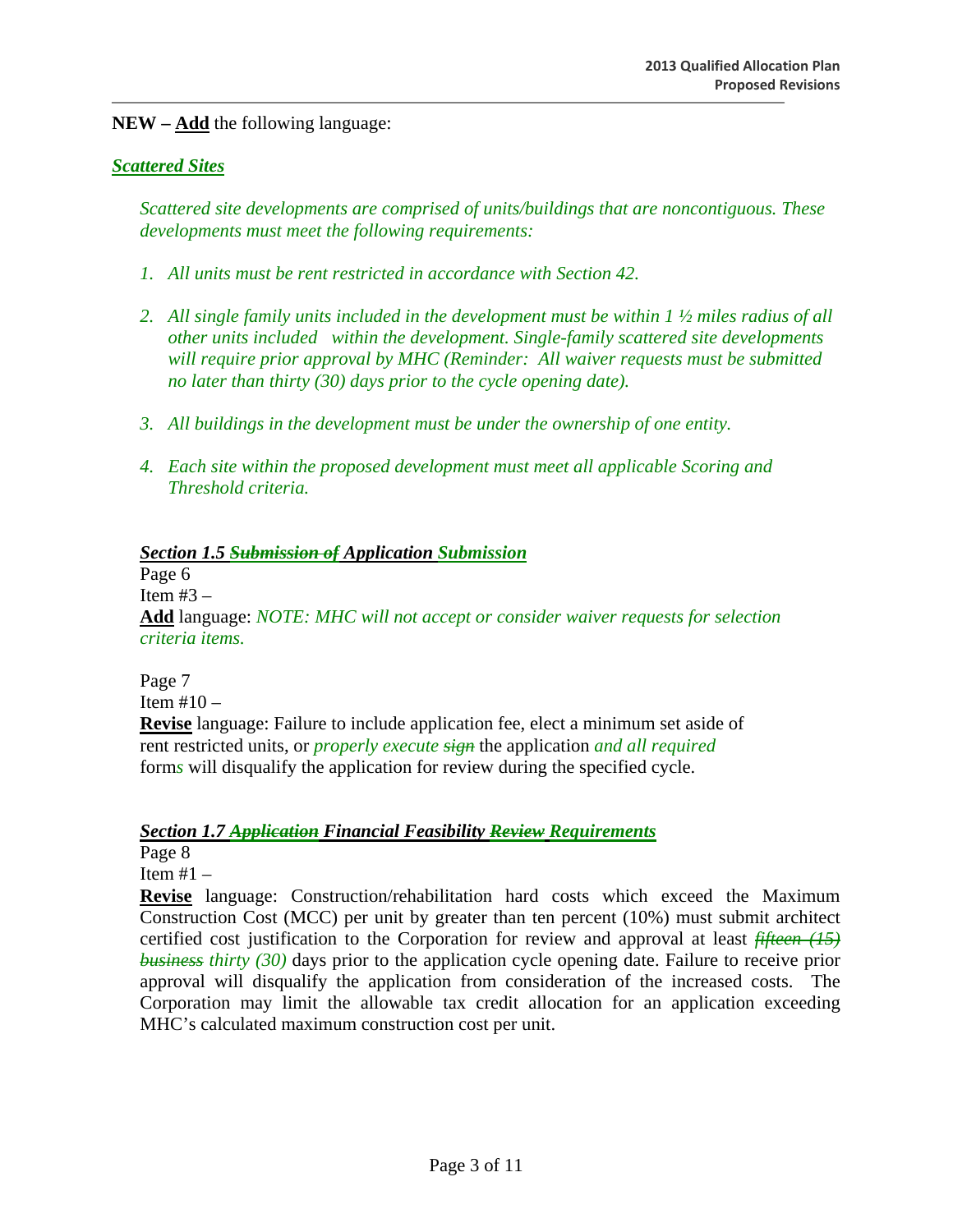**NEW – Add** the following language:

***Scattered Sites***

*Scattered site developments are comprised of units/buildings that are noncontiguous. These developments must meet the following requirements:*

1. *All units must be rent restricted in accordance with Section 42.*
2. *All single family units included in the development must be within 1 ½ miles radius of all other units included within the development. Single-family scattered site developments will require prior approval by MHC (Reminder: All waiver requests must be submitted no later than thirty (30) days prior to the cycle opening date).*
3. *All buildings in the development must be under the ownership of one entity.*
4. *Each site within the proposed development must meet all applicable Scoring and Threshold criteria.*

***Section 1.5 ~~Submission of~~ Application Submission***

Page 6
Item #3 –
**Add** language: *NOTE: MHC will not accept or consider waiver requests for selection criteria items.*

Page 7
Item #10 –
**Revise** language: Failure to include application fee, elect a minimum set aside of rent restricted units, or *properly execute* ~~*sign*~~ the application *and all required* form*s* will disqualify the application for review during the specified cycle.

***Section 1.7 ~~Application~~ Financial Feasibility ~~Review~~ Requirements***

Page 8
Item #1 –
**Revise** language: Construction/rehabilitation hard costs which exceed the Maximum Construction Cost (MCC) per unit by greater than ten percent (10%) must submit architect certified cost justification to the Corporation for review and approval at least ~~*fifteen (15) business*~~ *thirty (30)* days prior to the application cycle opening date. Failure to receive prior approval will disqualify the application from consideration of the increased costs. The Corporation may limit the allowable tax credit allocation for an application exceeding MHC's calculated maximum construction cost per unit.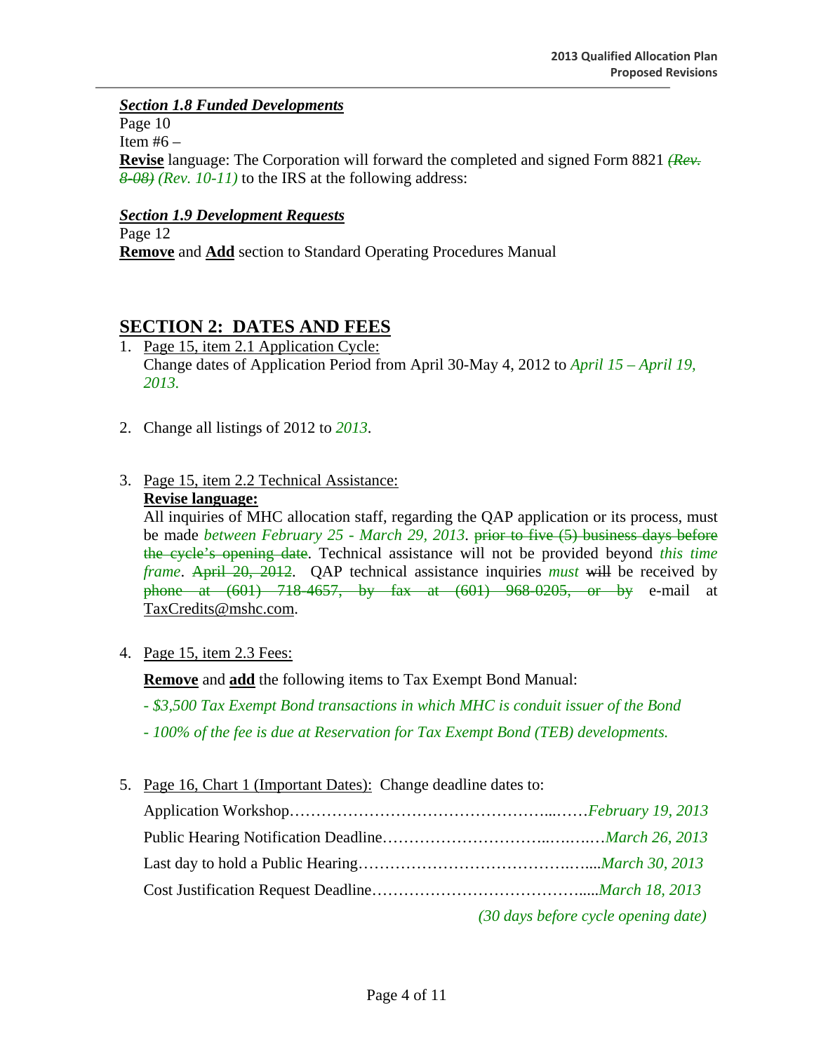***Section 1.8 Funded Developments***

Page 10

Item #6 –

**Revise** language: The Corporation will forward the completed and signed Form 8821 ~~*(Rev. 8-08)*~~ *(Rev. 10-11)* to the IRS at the following address:

***Section 1.9 Development Requests***

Page 12

**Remove** and **Add** section to Standard Operating Procedures Manual

## SECTION 2: DATES AND FEES

1. Page 15, item 2.1 Application Cycle:
   Change dates of Application Period from April 30-May 4, 2012 to *April 15 – April 19, 2013.*

2. Change all listings of 2012 to *2013*.

3. Page 15, item 2.2 Technical Assistance:
   **Revise language:**
   All inquiries of MHC allocation staff, regarding the QAP application or its process, must be made *between February 25 - March 29, 2013*. ~~prior to five (5) business days before the cycle's opening date~~. Technical assistance will not be provided beyond *this time frame*. ~~April 20, 2012~~. QAP technical assistance inquiries *must* ~~will~~ be received by ~~phone at (601) 718-4657, by fax at (601) 968-0205, or by~~ e-mail at TaxCredits@mshc.com.

4. Page 15, item 2.3 Fees:

   **Remove** and **add** the following items to Tax Exempt Bond Manual:

   *- $3,500 Tax Exempt Bond transactions in which MHC is conduit issuer of the Bond*

   *- 100% of the fee is due at Reservation for Tax Exempt Bond (TEB) developments.*

5. Page 16, Chart 1 (Important Dates): Change deadline dates to:

   Application Workshop……………………………………………...……*February 19, 2013*

   Public Hearing Notification Deadline…………………………..….….…*March 26, 2013*

   Last day to hold a Public Hearing……………………………….…....*March 30, 2013*

   Cost Justification Request Deadline…………………………………....*March 18, 2013*

   *(30 days before cycle opening date)*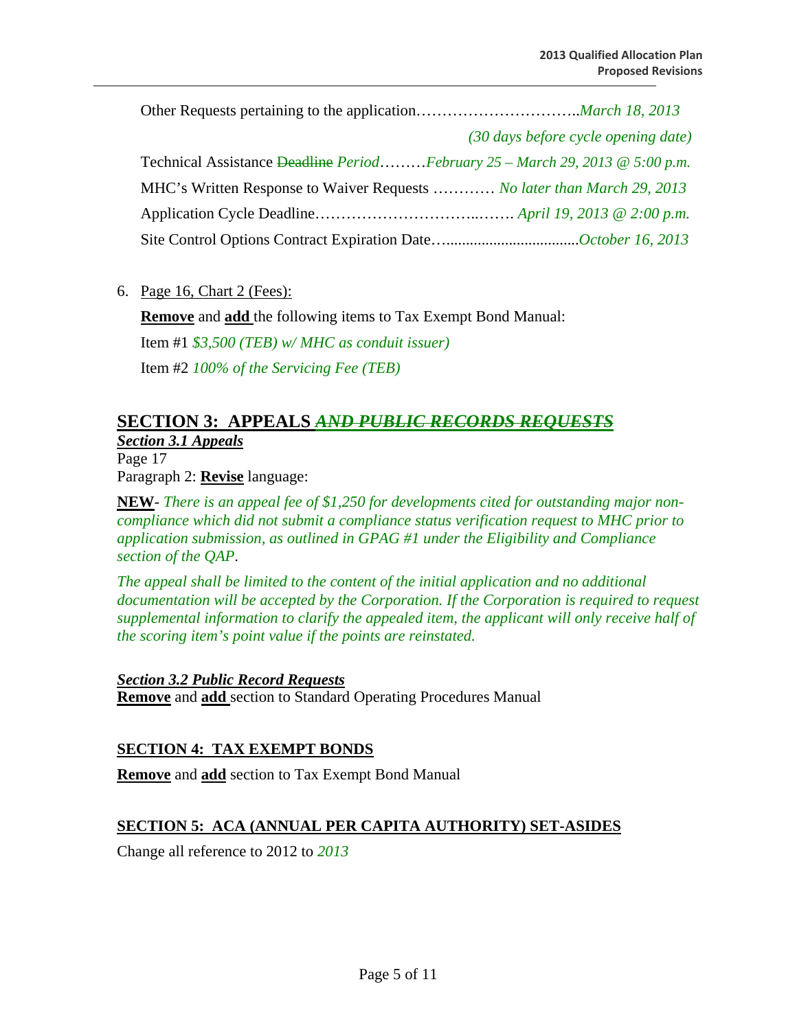Other Requests pertaining to the application…………………………..*March 18, 2013*

*(30 days before cycle opening date)*

Technical Assistance ~~Deadline~~ *Period*………*February 25 – March 29, 2013 @ 5:00 p.m.*

MHC's Written Response to Waiver Requests ………… *No later than March 29, 2013*

Application Cycle Deadline…………………………..……. *April 19, 2013 @ 2:00 p.m.*

Site Control Options Contract Expiration Date…................................*October 16, 2013*

6. Page 16, Chart 2 (Fees):

   **Remove** and **add** the following items to Tax Exempt Bond Manual:

   Item #1 *$3,500 (TEB) w/ MHC as conduit issuer)*

   Item #2 *100% of the Servicing Fee (TEB)*

## SECTION 3: APPEALS ~~*AND PUBLIC RECORDS REQUESTS*~~

***Section 3.1 Appeals***

Page 17

Paragraph 2: **Revise** language:

**NEW**- *There is an appeal fee of $1,250 for developments cited for outstanding major non-compliance which did not submit a compliance status verification request to MHC prior to application submission, as outlined in GPAG #1 under the Eligibility and Compliance section of the QAP.*

*The appeal shall be limited to the content of the initial application and no additional documentation will be accepted by the Corporation. If the Corporation is required to request supplemental information to clarify the appealed item, the applicant will only receive half of the scoring item's point value if the points are reinstated.*

***Section 3.2 Public Record Requests***

**Remove** and **add** section to Standard Operating Procedures Manual

## SECTION 4: TAX EXEMPT BONDS

**Remove** and **add** section to Tax Exempt Bond Manual

## SECTION 5: ACA (ANNUAL PER CAPITA AUTHORITY) SET-ASIDES

Change all reference to 2012 to *2013*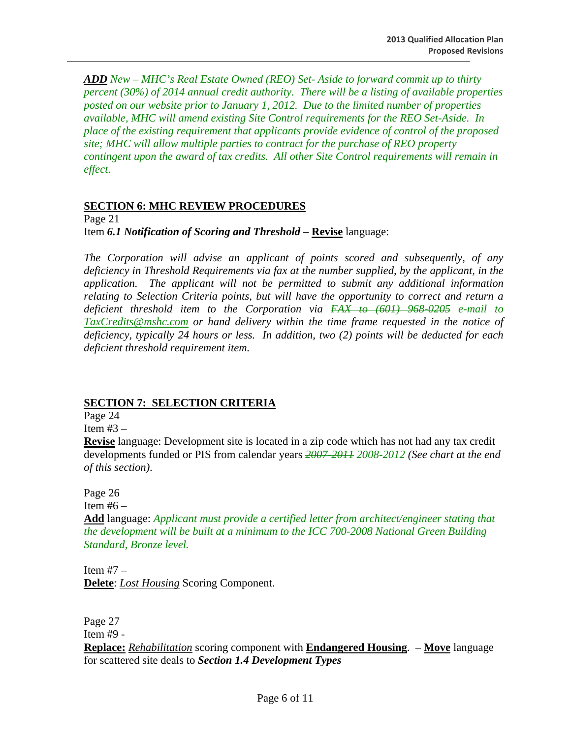***ADD** New – MHC's Real Estate Owned (REO) Set- Aside to forward commit up to thirty percent (30%) of 2014 annual credit authority. There will be a listing of available properties posted on our website prior to January 1, 2012. Due to the limited number of properties available, MHC will amend existing Site Control requirements for the REO Set-Aside. In place of the existing requirement that applicants provide evidence of control of the proposed site; MHC will allow multiple parties to contract for the purchase of REO property contingent upon the award of tax credits. All other Site Control requirements will remain in effect.*

## SECTION 6: MHC REVIEW PROCEDURES

Page 21

Item ***6.1 Notification of Scoring and Threshold*** – **Revise** language:

*The Corporation will advise an applicant of points scored and subsequently, of any deficiency in Threshold Requirements via fax at the number supplied, by the applicant, in the application. The applicant will not be permitted to submit any additional information relating to Selection Criteria points, but will have the opportunity to correct and return a deficient threshold item to the Corporation via ~~FAX to (601) 968-0205~~ e-mail to TaxCredits@mshc.com or hand delivery within the time frame requested in the notice of deficiency, typically 24 hours or less. In addition, two (2) points will be deducted for each deficient threshold requirement item.*

## SECTION 7: SELECTION CRITERIA

Page 24

Item #3 –

**Revise** language: Development site is located in a zip code which has not had any tax credit developments funded or PIS from calendar years *~~2007-2011~~ 2008-2012 (See chart at the end of this section).*

Page 26

Item #6 –

**Add** language: *Applicant must provide a certified letter from architect/engineer stating that the development will be built at a minimum to the ICC 700-2008 National Green Building Standard, Bronze level.*

Item #7 –

**Delete**: *Lost Housing* Scoring Component.

Page 27

Item #9 -

**Replace:** *Rehabilitation* scoring component with **Endangered Housing**. – **Move** language for scattered site deals to ***Section 1.4 Development Types***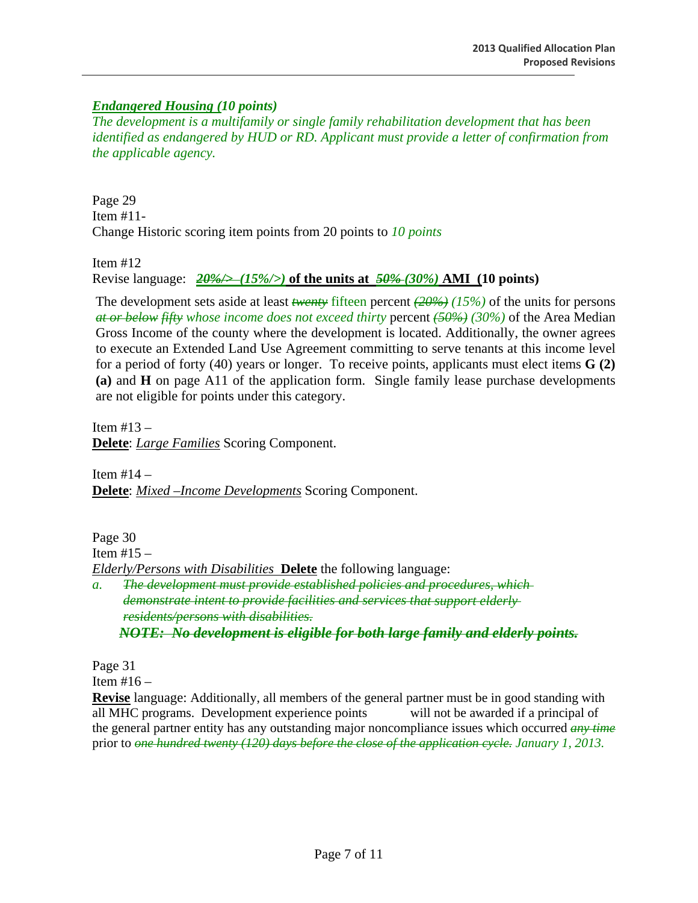***Endangered Housing (10 points)***
*The development is a multifamily or single family rehabilitation development that has been identified as endangered by HUD or RD. Applicant must provide a letter of confirmation from the applicable agency.*

Page 29
Item #11-
Change Historic scoring item points from 20 points to *10 points*

Item #12
Revise language: ***~~20%/>~~ (15%/>)* of the units at *~~50%~~ (30%)* AMI (10 points)**

The development sets aside at least *~~twenty~~* fifteen percent *~~(20%)~~ (15%)* of the units for persons *~~at or below~~ ~~fifty~~ whose income does not exceed thirty* percent *~~(50%)~~ (30%)* of the Area Median Gross Income of the county where the development is located. Additionally, the owner agrees to execute an Extended Land Use Agreement committing to serve tenants at this income level for a period of forty (40) years or longer. To receive points, applicants must elect items **G (2) (a)** and **H** on page A11 of the application form. Single family lease purchase developments are not eligible for points under this category.

Item #13 –
**Delete**: *Large Families* Scoring Component.

Item #14 –
**Delete**: *Mixed –Income Developments* Scoring Component.

Page 30
Item #15 –
*Elderly/Persons with Disabilities* **Delete** the following language:

*a.* *~~The development must provide established policies and procedures, which demonstrate intent to provide facilities and services that support elderly residents/persons with disabilities.~~*

***~~NOTE: No development is eligible for both large family and elderly points.~~***

Page 31
Item #16 –
**Revise** language: Additionally, all members of the general partner must be in good standing with all MHC programs. Development experience points will not be awarded if a principal of the general partner entity has any outstanding major noncompliance issues which occurred *~~any time~~* prior to *~~one hundred twenty (120) days before the close of the application cycle.~~ January 1, 2013.*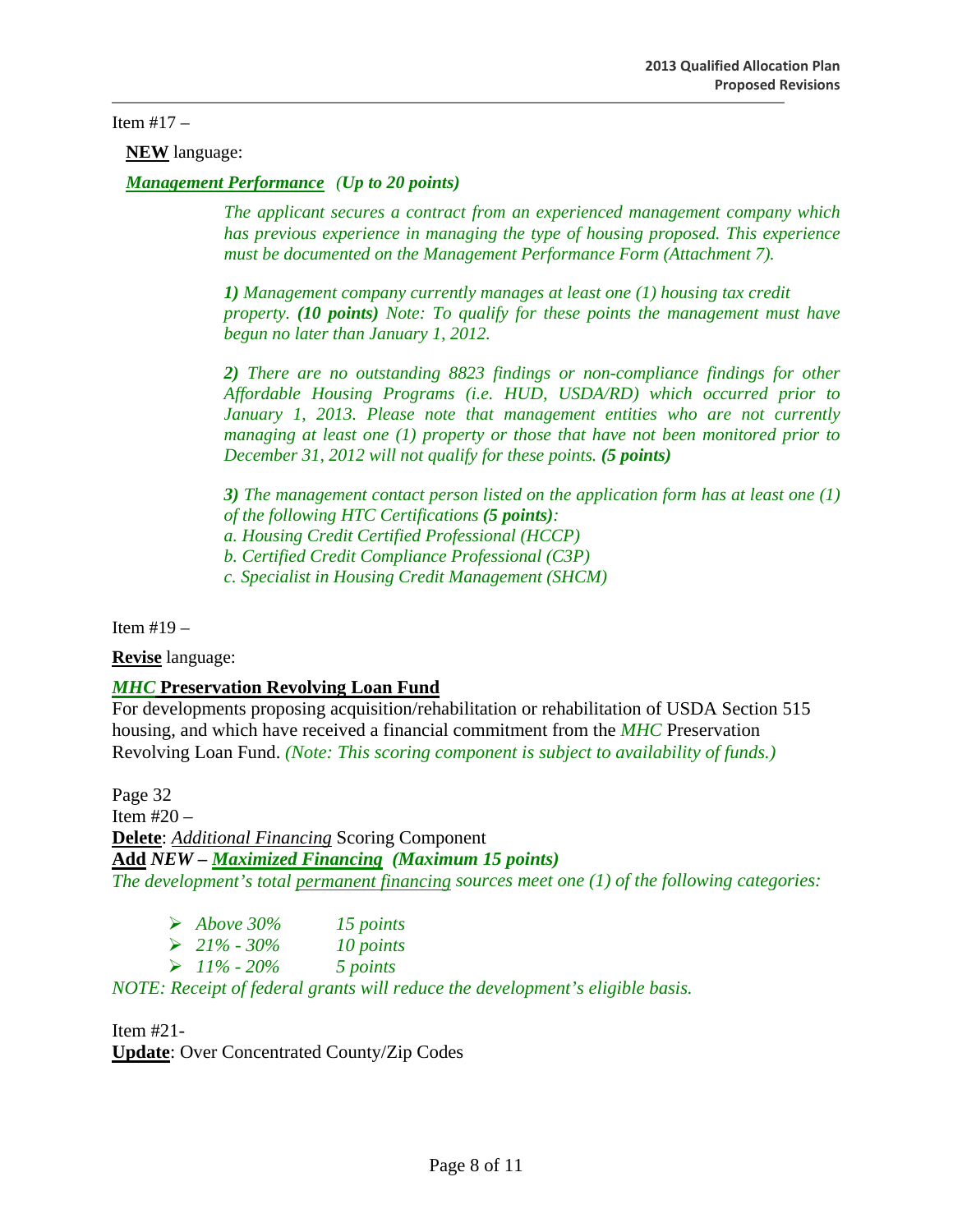Item #17 –

**NEW** language:

***Management Performance*** ***(Up to 20 points)***

*The applicant secures a contract from an experienced management company which has previous experience in managing the type of housing proposed. This experience must be documented on the Management Performance Form (Attachment 7).*

***1)*** *Management company currently manages at least one (1) housing tax credit property.* ***(10 points)*** *Note: To qualify for these points the management must have begun no later than January 1, 2012.*

***2)*** *There are no outstanding 8823 findings or non-compliance findings for other Affordable Housing Programs (i.e. HUD, USDA/RD) which occurred prior to January 1, 2013. Please note that management entities who are not currently managing at least one (1) property or those that have not been monitored prior to December 31, 2012 will not qualify for these points.* ***(5 points)***

***3)*** *The management contact person listed on the application form has at least one (1) of the following HTC Certifications* ***(5 points)****:*
*a. Housing Credit Certified Professional (HCCP)*
*b. Certified Credit Compliance Professional (C3P)*
*c. Specialist in Housing Credit Management (SHCM)*

Item #19 –

**Revise** language:

***MHC*** **Preservation Revolving Loan Fund**
For developments proposing acquisition/rehabilitation or rehabilitation of USDA Section 515 housing, and which have received a financial commitment from the *MHC* Preservation Revolving Loan Fund. *(Note: This scoring component is subject to availability of funds.)*

Page 32
Item #20 –
**Delete**: *Additional Financing* Scoring Component
**Add** ***NEW – Maximized Financing (Maximum 15 points)***
*The development's total permanent financing sources meet one (1) of the following categories:*

- *Above 30%* *15 points*
- *21% - 30%* *10 points*
- *11% - 20%* *5 points*

*NOTE: Receipt of federal grants will reduce the development's eligible basis.*

Item #21-
**Update**: Over Concentrated County/Zip Codes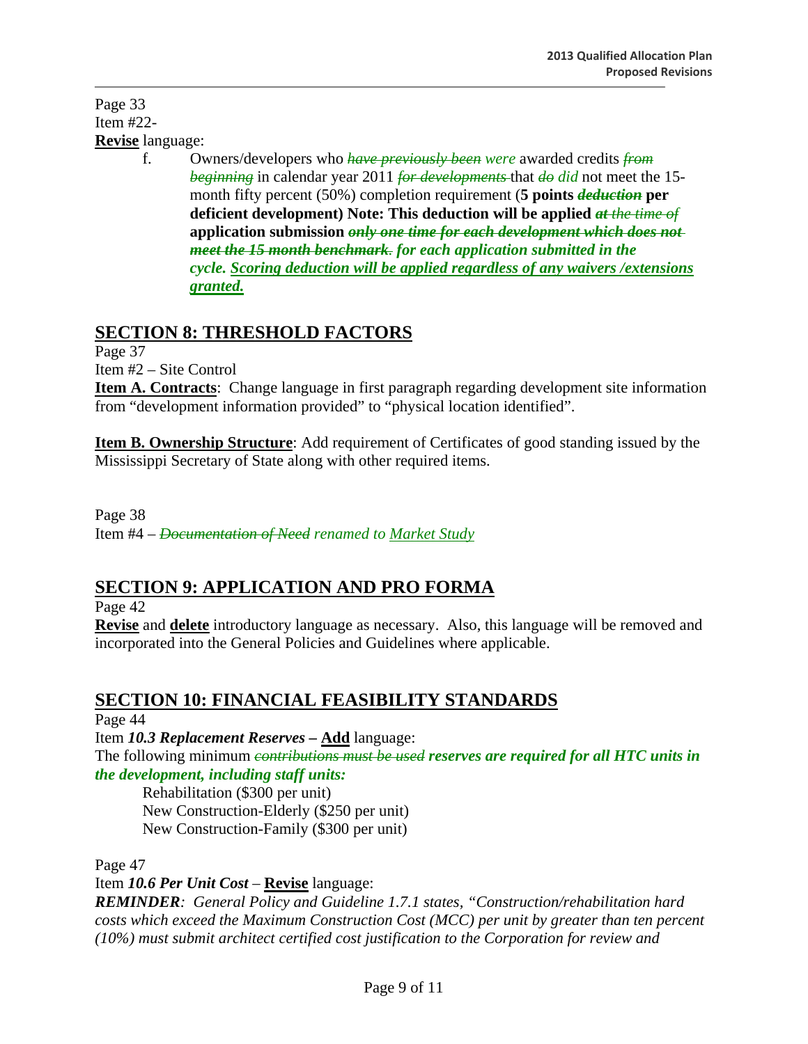Page 33
Item #22-
**Revise** language:

f. Owners/developers who ~~*have previously been*~~ *were* awarded credits ~~*from beginning*~~ in calendar year 2011 ~~*for developments*~~ that ~~*do*~~ *did* not meet the 15-month fifty percent (50%) completion requirement (**5 points ~~*deduction*~~ per deficient development) Note: This deduction will be applied ~~*at*~~ *the time of* application submission ~~*only one time for each development which does not meet the 15 month benchmark.*~~ *for each application submitted in the cycle. Scoring deduction will be applied regardless of any waivers /extensions granted.***

## SECTION 8: THRESHOLD FACTORS

Page 37
Item #2 – Site Control

**Item A. Contracts**: Change language in first paragraph regarding development site information from "development information provided" to "physical location identified".

**Item B. Ownership Structure**: Add requirement of Certificates of good standing issued by the Mississippi Secretary of State along with other required items.

Page 38
Item #4 – ~~*Documentation of Need*~~ *renamed to Market Study*

## SECTION 9: APPLICATION AND PRO FORMA

Page 42

**Revise** and **delete** introductory language as necessary. Also, this language will be removed and incorporated into the General Policies and Guidelines where applicable.

## SECTION 10: FINANCIAL FEASIBILITY STANDARDS

Page 44
Item ***10.3 Replacement Reserves* – Add** language:
The following minimum ~~*contributions must be used*~~ ***reserves are required for all HTC units in the development, including staff units:***

Rehabilitation ($300 per unit)
New Construction-Elderly ($250 per unit)
New Construction-Family ($300 per unit)

Page 47
Item ***10.6 Per Unit Cost*** – **Revise** language:
***REMINDER****: General Policy and Guideline 1.7.1 states, "Construction/rehabilitation hard costs which exceed the Maximum Construction Cost (MCC) per unit by greater than ten percent (10%) must submit architect certified cost justification to the Corporation for review and*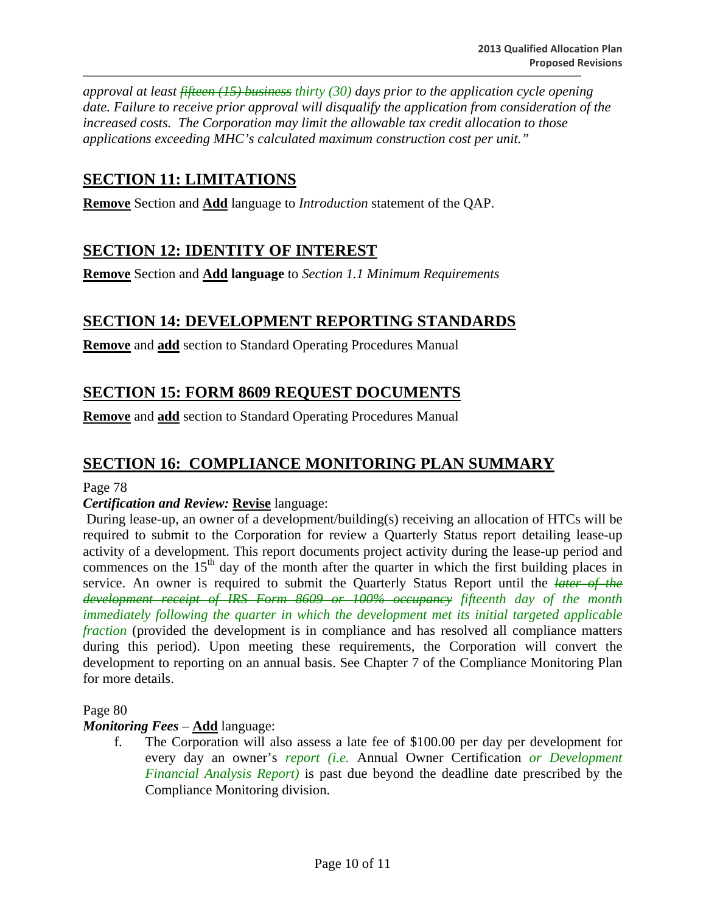*approval at least ~~fifteen (15) business~~ thirty (30) days prior to the application cycle opening date. Failure to receive prior approval will disqualify the application from consideration of the increased costs. The Corporation may limit the allowable tax credit allocation to those applications exceeding MHC's calculated maximum construction cost per unit."*

## SECTION 11: LIMITATIONS

**Remove** Section and **Add** language to *Introduction* statement of the QAP.

## SECTION 12: IDENTITY OF INTEREST

**Remove** Section and **Add language** to *Section 1.1 Minimum Requirements*

## SECTION 14: DEVELOPMENT REPORTING STANDARDS

**Remove** and **add** section to Standard Operating Procedures Manual

## SECTION 15: FORM 8609 REQUEST DOCUMENTS

**Remove** and **add** section to Standard Operating Procedures Manual

## SECTION 16: COMPLIANCE MONITORING PLAN SUMMARY

Page 78

***Certification and Review:*** **Revise** language:

During lease-up, an owner of a development/building(s) receiving an allocation of HTCs will be required to submit to the Corporation for review a Quarterly Status report detailing lease-up activity of a development. This report documents project activity during the lease-up period and commences on the 15th day of the month after the quarter in which the first building places in service. An owner is required to submit the Quarterly Status Report until the ~~*later of the development receipt of IRS Form 8609 or 100% occupancy*~~ *fifteenth day of the month immediately following the quarter in which the development met its initial targeted applicable fraction* (provided the development is in compliance and has resolved all compliance matters during this period). Upon meeting these requirements, the Corporation will convert the development to reporting on an annual basis. See Chapter 7 of the Compliance Monitoring Plan for more details.

Page 80

***Monitoring Fees*** – **Add** language:

f. The Corporation will also assess a late fee of $100.00 per day per development for every day an owner's *report (i.e.* Annual Owner Certification *or Development Financial Analysis Report)* is past due beyond the deadline date prescribed by the Compliance Monitoring division.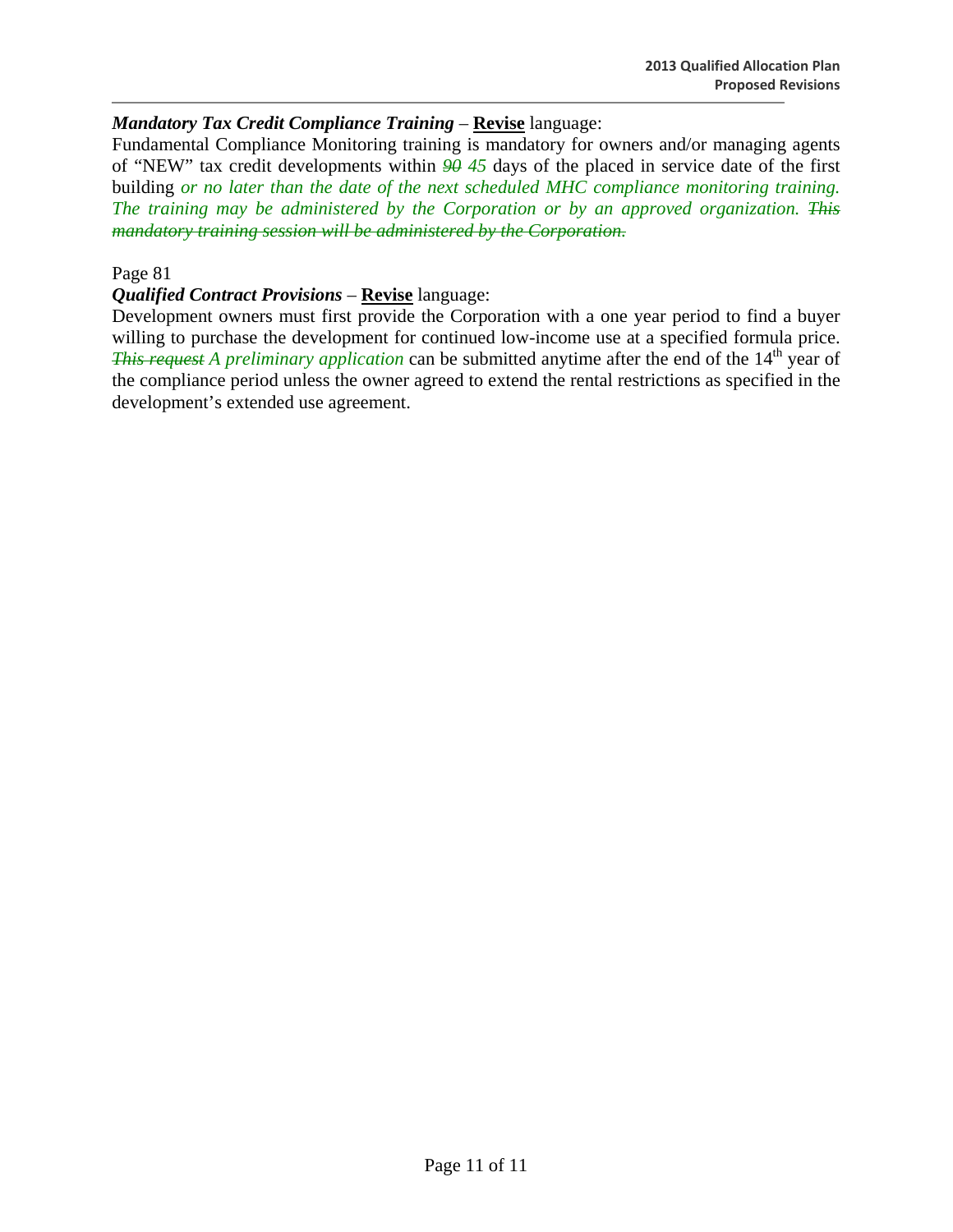***Mandatory Tax Credit Compliance Training*** – **Revise** language:

Fundamental Compliance Monitoring training is mandatory for owners and/or managing agents of "NEW" tax credit developments within ~~*90*~~ *45* days of the placed in service date of the first building *or no later than the date of the next scheduled MHC compliance monitoring training. The training may be administered by the Corporation or by an approved organization.* ~~*This mandatory training session will be administered by the Corporation.*~~

Page 81

***Qualified Contract Provisions*** – **Revise** language:

Development owners must first provide the Corporation with a one year period to find a buyer willing to purchase the development for continued low-income use at a specified formula price. ~~*This request*~~ *A preliminary application* can be submitted anytime after the end of the 14th year of the compliance period unless the owner agreed to extend the rental restrictions as specified in the development's extended use agreement.